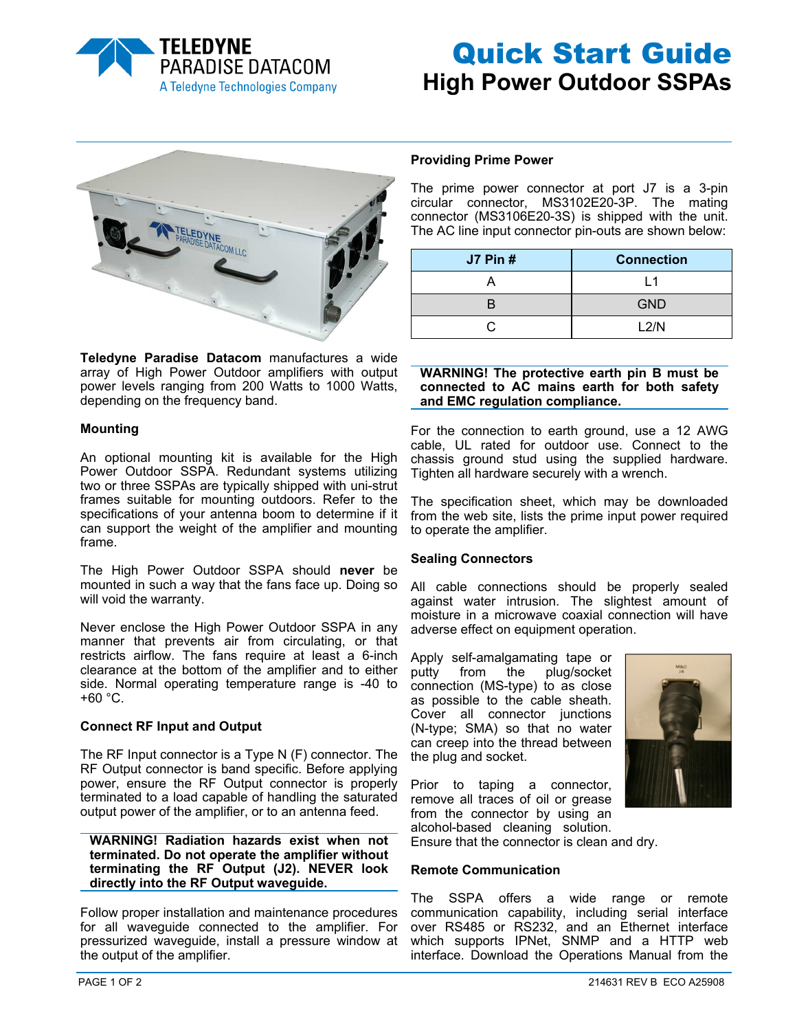# Quick Start Guide
## High Power Outdoor SSPAs

**Teledyne Paradise Datacom** manufactures a wide array of High Power Outdoor amplifiers with output power levels ranging from 200 Watts to 1000 Watts, depending on the frequency band.

### Mounting

An optional mounting kit is available for the High Power Outdoor SSPA. Redundant systems utilizing two or three SSPAs are typically shipped with uni-strut frames suitable for mounting outdoors. Refer to the specifications of your antenna boom to determine if it can support the weight of the amplifier and mounting frame.

The High Power Outdoor SSPA should **never** be mounted in such a way that the fans face up. Doing so will void the warranty.

Never enclose the High Power Outdoor SSPA in any manner that prevents air from circulating, or that restricts airflow. The fans require at least a 6-inch clearance at the bottom of the amplifier and to either side. Normal operating temperature range is -40 to +60 °C.

### Connect RF Input and Output

The RF Input connector is a Type N (F) connector. The RF Output connector is band specific. Before applying power, ensure the RF Output connector is properly terminated to a load capable of handling the saturated output power of the amplifier, or to an antenna feed.

**WARNING! Radiation hazards exist when not terminated. Do not operate the amplifier without terminating the RF Output (J2). NEVER look directly into the RF Output waveguide.**

Follow proper installation and maintenance procedures for all waveguide connected to the amplifier. For pressurized waveguide, install a pressure window at the output of the amplifier.

### Providing Prime Power

The prime power connector at port J7 is a 3-pin circular connector, MS3102E20-3P. The mating connector (MS3106E20-3S) is shipped with the unit. The AC line input connector pin-outs are shown below:

| J7 Pin # | Connection |
|---|---|
| A | L1 |
| B | GND |
| C | L2/N |

**WARNING! The protective earth pin B must be connected to AC mains earth for both safety and EMC regulation compliance.**

For the connection to earth ground, use a 12 AWG cable, UL rated for outdoor use. Connect to the chassis ground stud using the supplied hardware. Tighten all hardware securely with a wrench.

The specification sheet, which may be downloaded from the web site, lists the prime input power required to operate the amplifier.

### Sealing Connectors

All cable connections should be properly sealed against water intrusion. The slightest amount of moisture in a microwave coaxial connection will have adverse effect on equipment operation.

Apply self-amalgamating tape or putty from the plug/socket connection (MS-type) to as close as possible to the cable sheath. Cover all connector junctions (N-type; SMA) so that no water can creep into the thread between the plug and socket.

Prior to taping a connector, remove all traces of oil or grease from the connector by using an alcohol-based cleaning solution. Ensure that the connector is clean and dry.

### Remote Communication

The SSPA offers a wide range or remote communication capability, including serial interface over RS485 or RS232, and an Ethernet interface which supports IPNet, SNMP and a HTTP web interface. Download the Operations Manual from the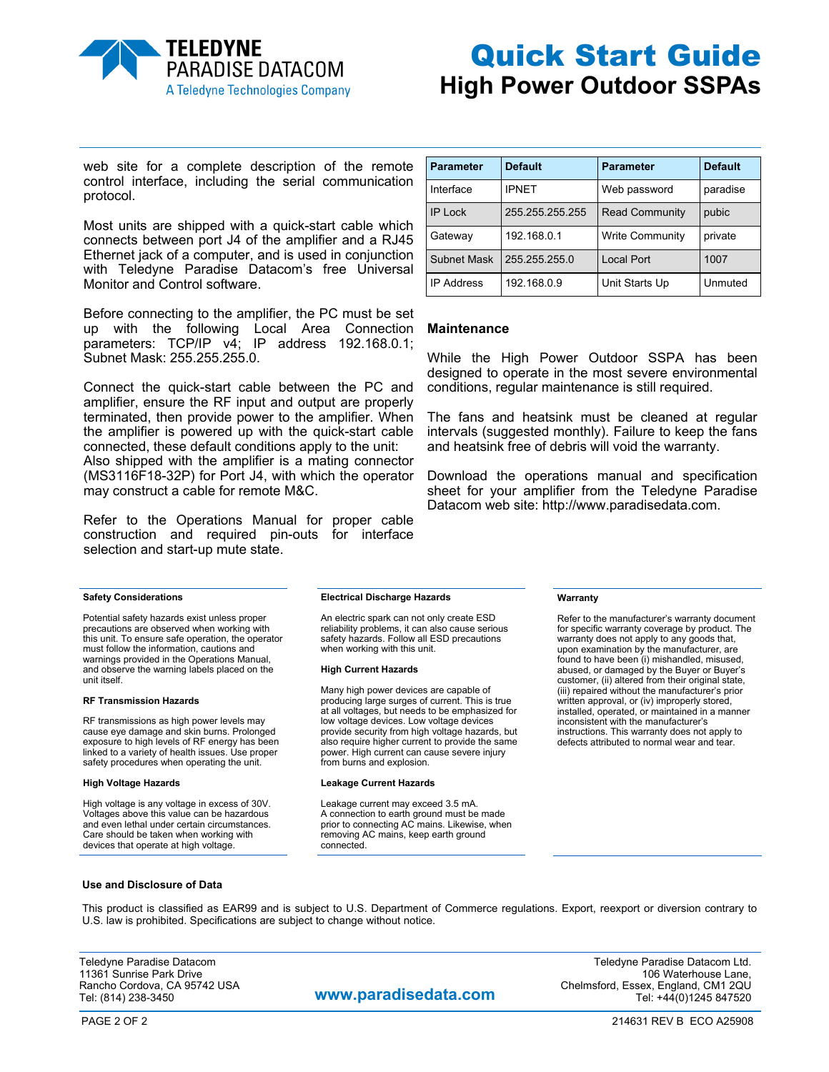web site for a complete description of the remote control interface, including the serial communication protocol.

Most units are shipped with a quick-start cable which connects between port J4 of the amplifier and a RJ45 Ethernet jack of a computer, and is used in conjunction with Teledyne Paradise Datacom's free Universal Monitor and Control software.

Before connecting to the amplifier, the PC must be set up with the following Local Area Connection parameters: TCP/IP v4; IP address 192.168.0.1; Subnet Mask: 255.255.255.0.

Connect the quick-start cable between the PC and amplifier, ensure the RF input and output are properly terminated, then provide power to the amplifier. When the amplifier is powered up with the quick-start cable connected, these default conditions apply to the unit:

| Parameter | Default | Parameter | Default |
|---|---|---|---|
| Interface | IPNET | Web password | paradise |
| IP Lock | 255.255.255.255 | Read Community | pubic |
| Gateway | 192.168.0.1 | Write Community | private |
| Subnet Mask | 255.255.255.0 | Local Port | 1007 |
| IP Address | 192.168.0.9 | Unit Starts Up | Unmuted |

Also shipped with the amplifier is a mating connector (MS3116F18-32P) for Port J4, with which the operator may construct a cable for remote M&C.

Refer to the Operations Manual for proper cable construction and required pin-outs for interface selection and start-up mute state.

## Maintenance

While the High Power Outdoor SSPA has been designed to operate in the most severe environmental conditions, regular maintenance is still required.

The fans and heatsink must be cleaned at regular intervals (suggested monthly). Failure to keep the fans and heatsink free of debris will void the warranty.

Download the operations manual and specification sheet for your amplifier from the Teledyne Paradise Datacom web site: http://www.paradisedata.com.

### Safety Considerations

Potential safety hazards exist unless proper precautions are observed when working with this unit. To ensure safe operation, the operator must follow the information, cautions and warnings provided in the Operations Manual, and observe the warning labels placed on the unit itself.

### RF Transmission Hazards

RF transmissions as high power levels may cause eye damage and skin burns. Prolonged exposure to high levels of RF energy has been linked to a variety of health issues. Use proper safety procedures when operating the unit.

### High Voltage Hazards

High voltage is any voltage in excess of 30V. Voltages above this value can be hazardous and even lethal under certain circumstances. Care should be taken when working with devices that operate at high voltage.

### Electrical Discharge Hazards

An electric spark can not only create ESD reliability problems, it can also cause serious safety hazards. Follow all ESD precautions when working with this unit.

### High Current Hazards

Many high power devices are capable of producing large surges of current. This is true at all voltages, but needs to be emphasized for low voltage devices. Low voltage devices provide security from high voltage hazards, but also require higher current to provide the same power. High current can cause severe injury from burns and explosion.

### Leakage Current Hazards

Leakage current may exceed 3.5 mA. A connection to earth ground must be made prior to connecting AC mains. Likewise, when removing AC mains, keep earth ground connected.

### Warranty

Refer to the manufacturer's warranty document for specific warranty coverage by product. The warranty does not apply to any goods that, upon examination by the manufacturer, are found to have been (i) mishandled, misused, abused, or damaged by the Buyer or Buyer's customer, (ii) altered from their original state, (iii) repaired without the manufacturer's prior written approval, or (iv) improperly stored, installed, operated, or maintained in a manner inconsistent with the manufacturer's instructions. This warranty does not apply to defects attributed to normal wear and tear.

### Use and Disclosure of Data

This product is classified as EAR99 and is subject to U.S. Department of Commerce regulations. Export, reexport or diversion contrary to U.S. law is prohibited. Specifications are subject to change without notice.

Teledyne Paradise Datacom
11361 Sunrise Park Drive
Rancho Cordova, CA 95742 USA
Tel: (814) 238-3450

**www.paradisedata.com**

Teledyne Paradise Datacom Ltd.
106 Waterhouse Lane,
Chelmsford, Essex, England, CM1 2QU
Tel: +44(0)1245 847520

214631 REV B ECO A25908